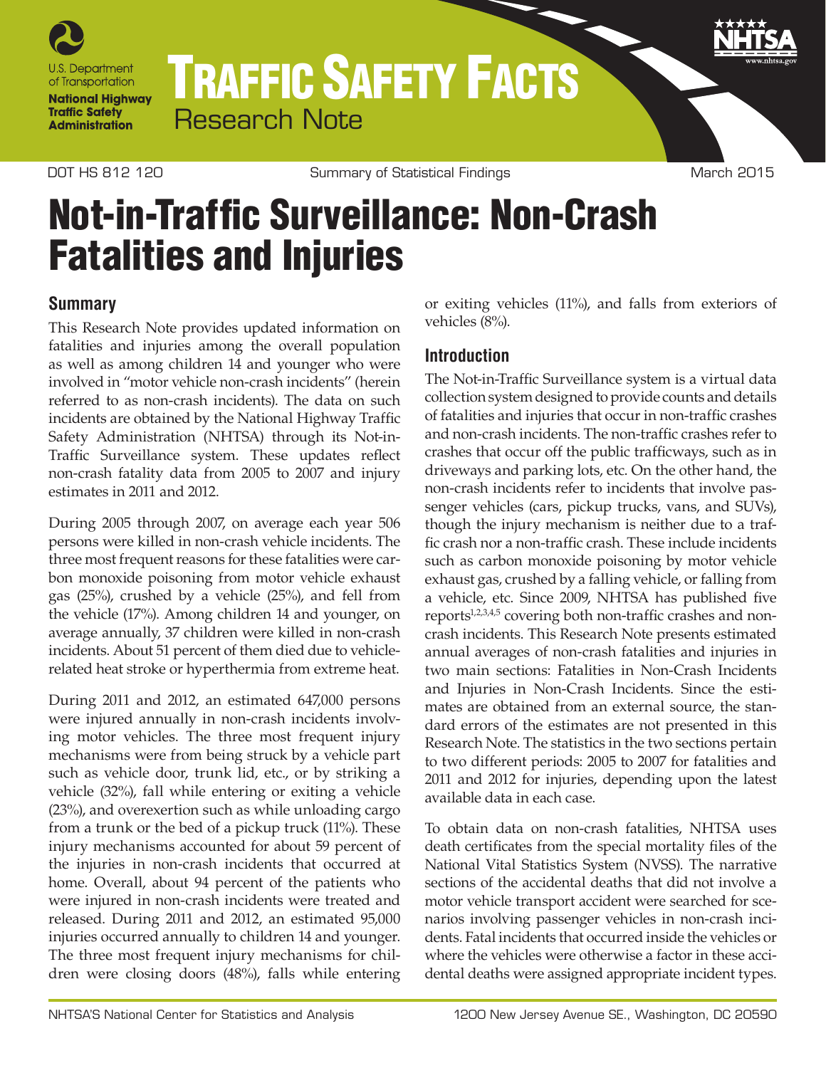# TRAFFIC SAFETY FACTS

Research Note

DOT HS 812 120 — Summary of Statistical Findings — March 2015

# Not-in-Traffic Surveillance: Non-Crash Fatalities and Injuries

## Summary

This Research Note provides updated information on fatalities and injuries among the overall population as well as among children 14 and younger who were involved in "motor vehicle non-crash incidents" (herein referred to as non-crash incidents). The data on such incidents are obtained by the National Highway Traffic Safety Administration (NHTSA) through its Not-in-Traffic Surveillance system. These updates reflect non-crash fatality data from 2005 to 2007 and injury estimates in 2011 and 2012.

During 2005 through 2007, on average each year 506 persons were killed in non-crash vehicle incidents. The three most frequent reasons for these fatalities were carbon monoxide poisoning from motor vehicle exhaust gas (25%), crushed by a vehicle (25%), and fell from the vehicle (17%). Among children 14 and younger, on average annually, 37 children were killed in non-crash incidents. About 51 percent of them died due to vehicle-related heat stroke or hyperthermia from extreme heat.

During 2011 and 2012, an estimated 647,000 persons were injured annually in non-crash incidents involving motor vehicles. The three most frequent injury mechanisms were from being struck by a vehicle part such as vehicle door, trunk lid, etc., or by striking a vehicle (32%), fall while entering or exiting a vehicle (23%), and overexertion such as while unloading cargo from a trunk or the bed of a pickup truck (11%). These injury mechanisms accounted for about 59 percent of the injuries in non-crash incidents that occurred at home. Overall, about 94 percent of the patients who were injured in non-crash incidents were treated and released. During 2011 and 2012, an estimated 95,000 injuries occurred annually to children 14 and younger. The three most frequent injury mechanisms for children were closing doors (48%), falls while entering or exiting vehicles (11%), and falls from exteriors of vehicles (8%).

## Introduction

The Not-in-Traffic Surveillance system is a virtual data collection system designed to provide counts and details of fatalities and injuries that occur in non-traffic crashes and non-crash incidents. The non-traffic crashes refer to crashes that occur off the public trafficways, such as in driveways and parking lots, etc. On the other hand, the non-crash incidents refer to incidents that involve passenger vehicles (cars, pickup trucks, vans, and SUVs), though the injury mechanism is neither due to a traffic crash nor a non-traffic crash. These include incidents such as carbon monoxide poisoning by motor vehicle exhaust gas, crushed by a falling vehicle, or falling from a vehicle, etc. Since 2009, NHTSA has published five reports[1,2,3,4,5] covering both non-traffic crashes and non-crash incidents. This Research Note presents estimated annual averages of non-crash fatalities and injuries in two main sections: Fatalities in Non-Crash Incidents and Injuries in Non-Crash Incidents. Since the estimates are obtained from an external source, the standard errors of the estimates are not presented in this Research Note. The statistics in the two sections pertain to two different periods: 2005 to 2007 for fatalities and 2011 and 2012 for injuries, depending upon the latest available data in each case.

To obtain data on non-crash fatalities, NHTSA uses death certificates from the special mortality files of the National Vital Statistics System (NVSS). The narrative sections of the accidental deaths that did not involve a motor vehicle transport accident were searched for scenarios involving passenger vehicles in non-crash incidents. Fatal incidents that occurred inside the vehicles or where the vehicles were otherwise a factor in these accidental deaths were assigned appropriate incident types.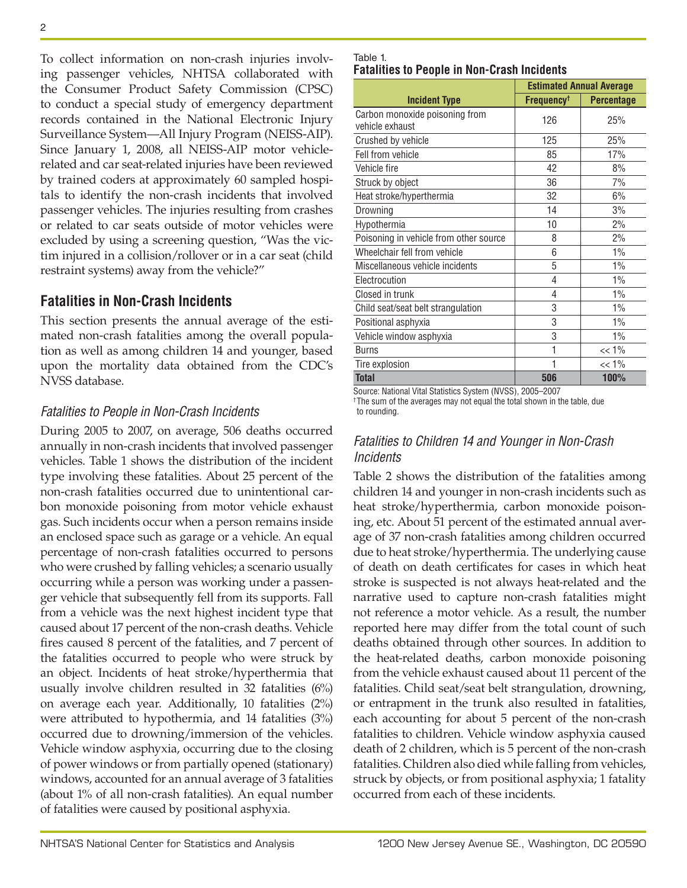To collect information on non-crash injuries involving passenger vehicles, NHTSA collaborated with the Consumer Product Safety Commission (CPSC) to conduct a special study of emergency department records contained in the National Electronic Injury Surveillance System—All Injury Program (NEISS-AIP). Since January 1, 2008, all NEISS-AIP motor vehicle-related and car seat-related injuries have been reviewed by trained coders at approximately 60 sampled hospitals to identify the non-crash incidents that involved passenger vehicles. The injuries resulting from crashes or related to car seats outside of motor vehicles were excluded by using a screening question, "Was the victim injured in a collision/rollover or in a car seat (child restraint systems) away from the vehicle?"

## Fatalities in Non-Crash Incidents

This section presents the annual average of the estimated non-crash fatalities among the overall population as well as among children 14 and younger, based upon the mortality data obtained from the CDC's NVSS database.

### *Fatalities to People in Non-Crash Incidents*

During 2005 to 2007, on average, 506 deaths occurred annually in non-crash incidents that involved passenger vehicles. Table 1 shows the distribution of the incident type involving these fatalities. About 25 percent of the non-crash fatalities occurred due to unintentional carbon monoxide poisoning from motor vehicle exhaust gas. Such incidents occur when a person remains inside an enclosed space such as garage or a vehicle. An equal percentage of non-crash fatalities occurred to persons who were crushed by falling vehicles; a scenario usually occurring while a person was working under a passenger vehicle that subsequently fell from its supports. Fall from a vehicle was the next highest incident type that caused about 17 percent of the non-crash deaths. Vehicle fires caused 8 percent of the fatalities, and 7 percent of the fatalities occurred to people who were struck by an object. Incidents of heat stroke/hyperthermia that usually involve children resulted in 32 fatalities (6%) on average each year. Additionally, 10 fatalities (2%) were attributed to hypothermia, and 14 fatalities (3%) occurred due to drowning/immersion of the vehicles. Vehicle window asphyxia, occurring due to the closing of power windows or from partially opened (stationary) windows, accounted for an annual average of 3 fatalities (about 1% of all non-crash fatalities). An equal number of fatalities were caused by positional asphyxia.

Table 1.
**Fatalities to People in Non-Crash Incidents**

| Incident Type | Estimated Annual Average | |
|---|---|---|
| | Frequency† | Percentage |
| Carbon monoxide poisoning from vehicle exhaust | 126 | 25% |
| Crushed by vehicle | 125 | 25% |
| Fell from vehicle | 85 | 17% |
| Vehicle fire | 42 | 8% |
| Struck by object | 36 | 7% |
| Heat stroke/hyperthermia | 32 | 6% |
| Drowning | 14 | 3% |
| Hypothermia | 10 | 2% |
| Poisoning in vehicle from other source | 8 | 2% |
| Wheelchair fell from vehicle | 6 | 1% |
| Miscellaneous vehicle incidents | 5 | 1% |
| Electrocution | 4 | 1% |
| Closed in trunk | 4 | 1% |
| Child seat/seat belt strangulation | 3 | 1% |
| Positional asphyxia | 3 | 1% |
| Vehicle window asphyxia | 3 | 1% |
| Burns | 1 | << 1% |
| Tire explosion | 1 | << 1% |
| **Total** | **506** | **100%** |

Source: National Vital Statistics System (NVSS), 2005–2007
†The sum of the averages may not equal the total shown in the table, due to rounding.

### *Fatalities to Children 14 and Younger in Non-Crash Incidents*

Table 2 shows the distribution of the fatalities among children 14 and younger in non-crash incidents such as heat stroke/hyperthermia, carbon monoxide poisoning, etc. About 51 percent of the estimated annual average of 37 non-crash fatalities among children occurred due to heat stroke/hyperthermia. The underlying cause of death on death certificates for cases in which heat stroke is suspected is not always heat-related and the narrative used to capture non-crash fatalities might not reference a motor vehicle. As a result, the number reported here may differ from the total count of such deaths obtained through other sources. In addition to the heat-related deaths, carbon monoxide poisoning from the vehicle exhaust caused about 11 percent of the fatalities. Child seat/seat belt strangulation, drowning, or entrapment in the trunk also resulted in fatalities, each accounting for about 5 percent of the non-crash fatalities to children. Vehicle window asphyxia caused death of 2 children, which is 5 percent of the non-crash fatalities. Children also died while falling from vehicles, struck by objects, or from positional asphyxia; 1 fatality occurred from each of these incidents.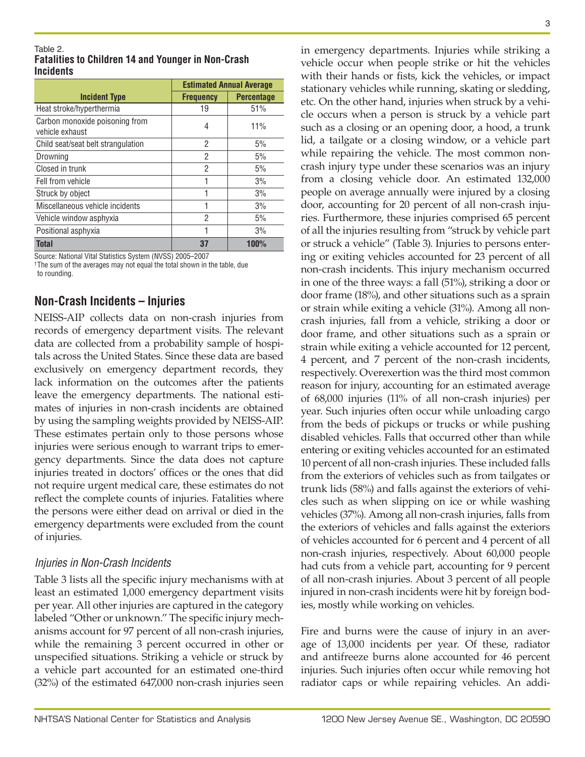Table 2.
**Fatalities to Children 14 and Younger in Non-Crash Incidents**

| Incident Type | Estimated Annual Average | |
|---|---|---|
| | **Frequency** | **Percentage** |
| Heat stroke/hyperthermia | 19 | 51% |
| Carbon monoxide poisoning from vehicle exhaust | 4 | 11% |
| Child seat/seat belt strangulation | 2 | 5% |
| Drowning | 2 | 5% |
| Closed in trunk | 2 | 5% |
| Fell from vehicle | 1 | 3% |
| Struck by object | 1 | 3% |
| Miscellaneous vehicle incidents | 1 | 3% |
| Vehicle window asphyxia | 2 | 5% |
| Positional asphyxia | 1 | 3% |
| **Total** | **37** | **100%** |

Source: National Vital Statistics System (NVSS) 2005–2007
†The sum of the averages may not equal the total shown in the table, due to rounding.

## Non-Crash Incidents – Injuries

NEISS-AIP collects data on non-crash injuries from records of emergency department visits. The relevant data are collected from a probability sample of hospitals across the United States. Since these data are based exclusively on emergency department records, they lack information on the outcomes after the patients leave the emergency departments. The national estimates of injuries in non-crash incidents are obtained by using the sampling weights provided by NEISS-AIP. These estimates pertain only to those persons whose injuries were serious enough to warrant trips to emergency departments. Since the data does not capture injuries treated in doctors' offices or the ones that did not require urgent medical care, these estimates do not reflect the complete counts of injuries. Fatalities where the persons were either dead on arrival or died in the emergency departments were excluded from the count of injuries.

### *Injuries in Non-Crash Incidents*

Table 3 lists all the specific injury mechanisms with at least an estimated 1,000 emergency department visits per year. All other injuries are captured in the category labeled "Other or unknown." The specific injury mechanisms account for 97 percent of all non-crash injuries, while the remaining 3 percent occurred in other or unspecified situations. Striking a vehicle or struck by a vehicle part accounted for an estimated one-third (32%) of the estimated 647,000 non-crash injuries seen in emergency departments. Injuries while striking a vehicle occur when people strike or hit the vehicles with their hands or fists, kick the vehicles, or impact stationary vehicles while running, skating or sledding, etc. On the other hand, injuries when struck by a vehicle occurs when a person is struck by a vehicle part such as a closing or an opening door, a hood, a trunk lid, a tailgate or a closing window, or a vehicle part while repairing the vehicle. The most common non-crash injury type under these scenarios was an injury from a closing vehicle door. An estimated 132,000 people on average annually were injured by a closing door, accounting for 20 percent of all non-crash injuries. Furthermore, these injuries comprised 65 percent of all the injuries resulting from "struck by vehicle part or struck a vehicle" (Table 3). Injuries to persons entering or exiting vehicles accounted for 23 percent of all non-crash incidents. This injury mechanism occurred in one of the three ways: a fall (51%), striking a door or door frame (18%), and other situations such as a sprain or strain while exiting a vehicle (31%). Among all non-crash injuries, fall from a vehicle, striking a door or door frame, and other situations such as a sprain or strain while exiting a vehicle accounted for 12 percent, 4 percent, and 7 percent of the non-crash incidents, respectively. Overexertion was the third most common reason for injury, accounting for an estimated average of 68,000 injuries (11% of all non-crash injuries) per year. Such injuries often occur while unloading cargo from the beds of pickups or trucks or while pushing disabled vehicles. Falls that occurred other than while entering or exiting vehicles accounted for an estimated 10 percent of all non-crash injuries. These included falls from the exteriors of vehicles such as from tailgates or trunk lids (58%) and falls against the exteriors of vehicles such as when slipping on ice or while washing vehicles (37%). Among all non-crash injuries, falls from the exteriors of vehicles and falls against the exteriors of vehicles accounted for 6 percent and 4 percent of all non-crash injuries, respectively. About 60,000 people had cuts from a vehicle part, accounting for 9 percent of all non-crash injuries. About 3 percent of all people injured in non-crash incidents were hit by foreign bodies, mostly while working on vehicles.

Fire and burns were the cause of injury in an average of 13,000 incidents per year. Of these, radiator and antifreeze burns alone accounted for 46 percent injuries. Such injuries often occur while removing hot radiator caps or while repairing vehicles. An addi-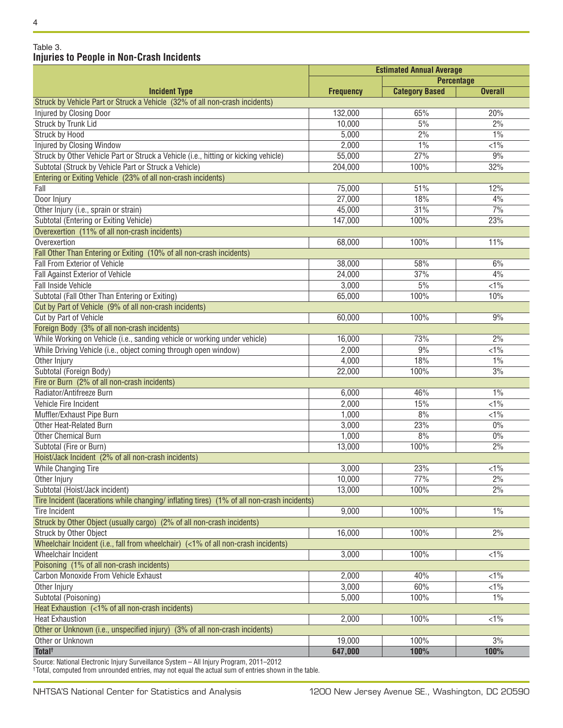Table 3.
**Injuries to People in Non-Crash Incidents**

| Incident Type | Estimated Annual Average | | |
|---|---|---|---|
| | | Percentage | |
| | Frequency | Category Based | Overall |
| Struck by Vehicle Part or Struck a Vehicle (32% of all non-crash incidents) | | | |
| Injured by Closing Door | 132,000 | 65% | 20% |
| Struck by Trunk Lid | 10,000 | 5% | 2% |
| Struck by Hood | 5,000 | 2% | 1% |
| Injured by Closing Window | 2,000 | 1% | <1% |
| Struck by Other Vehicle Part or Struck a Vehicle (i.e., hitting or kicking vehicle) | 55,000 | 27% | 9% |
| Subtotal (Struck by Vehicle Part or Struck a Vehicle) | 204,000 | 100% | 32% |
| Entering or Exiting Vehicle (23% of all non-crash incidents) | | | |
| Fall | 75,000 | 51% | 12% |
| Door Injury | 27,000 | 18% | 4% |
| Other Injury (i.e., sprain or strain) | 45,000 | 31% | 7% |
| Subtotal (Entering or Exiting Vehicle) | 147,000 | 100% | 23% |
| Overexertion (11% of all non-crash incidents) | | | |
| Overexertion | 68,000 | 100% | 11% |
| Fall Other Than Entering or Exiting (10% of all non-crash incidents) | | | |
| Fall From Exterior of Vehicle | 38,000 | 58% | 6% |
| Fall Against Exterior of Vehicle | 24,000 | 37% | 4% |
| Fall Inside Vehicle | 3,000 | 5% | <1% |
| Subtotal (Fall Other Than Entering or Exiting) | 65,000 | 100% | 10% |
| Cut by Part of Vehicle (9% of all non-crash incidents) | | | |
| Cut by Part of Vehicle | 60,000 | 100% | 9% |
| Foreign Body (3% of all non-crash incidents) | | | |
| While Working on Vehicle (i.e., sanding vehicle or working under vehicle) | 16,000 | 73% | 2% |
| While Driving Vehicle (i.e., object coming through open window) | 2,000 | 9% | <1% |
| Other Injury | 4,000 | 18% | 1% |
| Subtotal (Foreign Body) | 22,000 | 100% | 3% |
| Fire or Burn (2% of all non-crash incidents) | | | |
| Radiator/Antifreeze Burn | 6,000 | 46% | 1% |
| Vehicle Fire Incident | 2,000 | 15% | <1% |
| Muffler/Exhaust Pipe Burn | 1,000 | 8% | <1% |
| Other Heat-Related Burn | 3,000 | 23% | 0% |
| Other Chemical Burn | 1,000 | 8% | 0% |
| Subtotal (Fire or Burn) | 13,000 | 100% | 2% |
| Hoist/Jack Incident (2% of all non-crash incidents) | | | |
| While Changing Tire | 3,000 | 23% | <1% |
| Other Injury | 10,000 | 77% | 2% |
| Subtotal (Hoist/Jack incident) | 13,000 | 100% | 2% |
| Tire Incident (lacerations while changing/ inflating tires) (1% of all non-crash incidents) | | | |
| Tire Incident | 9,000 | 100% | 1% |
| Struck by Other Object (usually cargo) (2% of all non-crash incidents) | | | |
| Struck by Other Object | 16,000 | 100% | 2% |
| Wheelchair Incident (i.e., fall from wheelchair) (<1% of all non-crash incidents) | | | |
| Wheelchair Incident | 3,000 | 100% | <1% |
| Poisoning (1% of all non-crash incidents) | | | |
| Carbon Monoxide From Vehicle Exhaust | 2,000 | 40% | <1% |
| Other Injury | 3,000 | 60% | <1% |
| Subtotal (Poisoning) | 5,000 | 100% | 1% |
| Heat Exhaustion (<1% of all non-crash incidents) | | | |
| Heat Exhaustion | 2,000 | 100% | <1% |
| Other or Unknown (i.e., unspecified injury) (3% of all non-crash incidents) | | | |
| Other or Unknown | 19,000 | 100% | 3% |
| **Total†** | **647,000** | **100%** | **100%** |

Source: National Electronic Injury Surveillance System – All Injury Program, 2011–2012

†Total, computed from unrounded entries, may not equal the actual sum of entries shown in the table.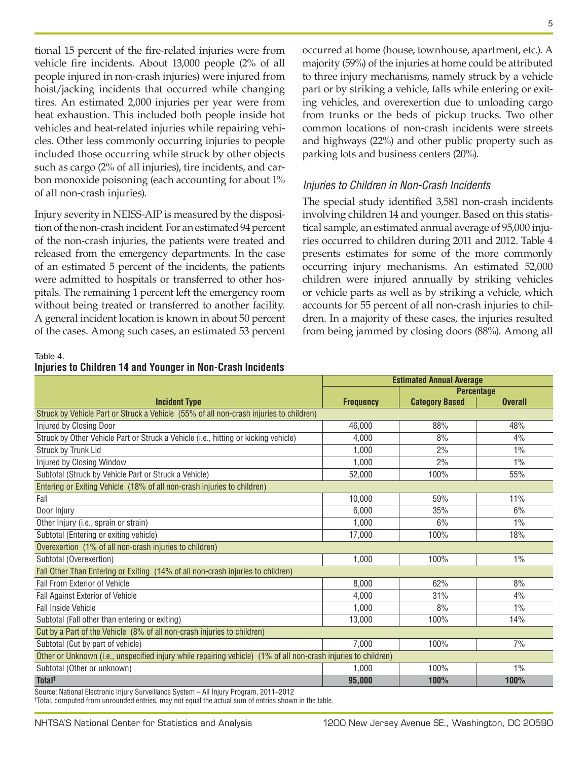tional 15 percent of the fire-related injuries were from vehicle fire incidents. About 13,000 people (2% of all people injured in non-crash injuries) were injured from hoist/jacking incidents that occurred while changing tires. An estimated 2,000 injuries per year were from heat exhaustion. This included both people inside hot vehicles and heat-related injuries while repairing vehicles. Other less commonly occurring injuries to people included those occurring while struck by other objects such as cargo (2% of all injuries), tire incidents, and carbon monoxide poisoning (each accounting for about 1% of all non-crash injuries).

Injury severity in NEISS-AIP is measured by the disposition of the non-crash incident. For an estimated 94 percent of the non-crash injuries, the patients were treated and released from the emergency departments. In the case of an estimated 5 percent of the incidents, the patients were admitted to hospitals or transferred to other hospitals. The remaining 1 percent left the emergency room without being treated or transferred to another facility. A general incident location is known in about 50 percent of the cases. Among such cases, an estimated 53 percent occurred at home (house, townhouse, apartment, etc.). A majority (59%) of the injuries at home could be attributed to three injury mechanisms, namely struck by a vehicle part or by striking a vehicle, falls while entering or exiting vehicles, and overexertion due to unloading cargo from trunks or the beds of pickup trucks. Two other common locations of non-crash incidents were streets and highways (22%) and other public property such as parking lots and business centers (20%).

### *Injuries to Children in Non-Crash Incidents*

The special study identified 3,581 non-crash incidents involving children 14 and younger. Based on this statistical sample, an estimated annual average of 95,000 injuries occurred to children during 2011 and 2012. Table 4 presents estimates for some of the more commonly occurring injury mechanisms. An estimated 52,000 children were injured annually by striking vehicles or vehicle parts as well as by striking a vehicle, which accounts for 55 percent of all non-crash injuries to children. In a majority of these cases, the injuries resulted from being jammed by closing doors (88%). Among all

Table 4.
**Injuries to Children 14 and Younger in Non-Crash Incidents**

| | Estimated Annual Average | | |
|---|---|---|---|
| | | Percentage | |
| **Incident Type** | **Frequency** | **Category Based** | **Overall** |
| Struck by Vehicle Part or Struck a Vehicle (55% of all non-crash injuries to children) | | | |
| Injured by Closing Door | 46,000 | 88% | 48% |
| Struck by Other Vehicle Part or Struck a Vehicle (i.e., hitting or kicking vehicle) | 4,000 | 8% | 4% |
| Struck by Trunk Lid | 1,000 | 2% | 1% |
| Injured by Closing Window | 1,000 | 2% | 1% |
| Subtotal (Struck by Vehicle Part or Struck a Vehicle) | 52,000 | 100% | 55% |
| Entering or Exiting Vehicle (18% of all non-crash injuries to children) | | | |
| Fall | 10,000 | 59% | 11% |
| Door Injury | 6,000 | 35% | 6% |
| Other Injury (i.e., sprain or strain) | 1,000 | 6% | 1% |
| Subtotal (Entering or exiting vehicle) | 17,000 | 100% | 18% |
| Overexertion (1% of all non-crash injuries to children) | | | |
| Subtotal (Overexertion) | 1,000 | 100% | 1% |
| Fall Other Than Entering or Exiting (14% of all non-crash injuries to children) | | | |
| Fall From Exterior of Vehicle | 8,000 | 62% | 8% |
| Fall Against Exterior of Vehicle | 4,000 | 31% | 4% |
| Fall Inside Vehicle | 1,000 | 8% | 1% |
| Subtotal (Fall other than entering or exiting) | 13,000 | 100% | 14% |
| Cut by a Part of the Vehicle (8% of all non-crash injuries to children) | | | |
| Subtotal (Cut by part of vehicle) | 7,000 | 100% | 7% |
| Other or Unknown (i.e., unspecified injury while repairing vehicle) (1% of all non-crash injuries to children) | | | |
| Subtotal (Other or unknown) | 1,000 | 100% | 1% |
| **Total**[†] | **95,000** | **100%** | **100%** |

Source: National Electronic Injury Surveillance System – All Injury Program, 2011–2012
[†]Total, computed from unrounded entries, may not equal the actual sum of entries shown in the table.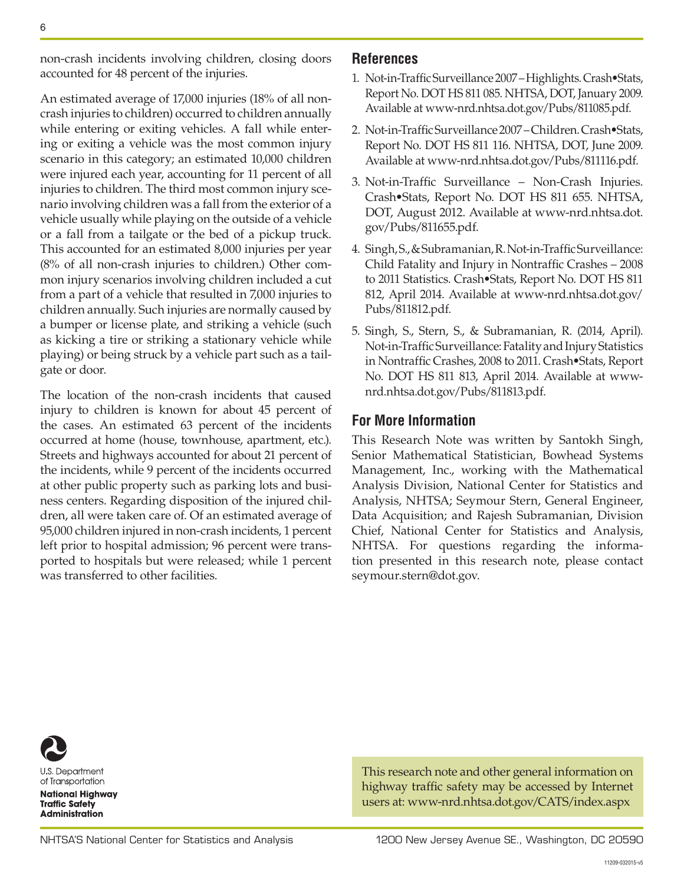non-crash incidents involving children, closing doors accounted for 48 percent of the injuries.

An estimated average of 17,000 injuries (18% of all non-crash injuries to children) occurred to children annually while entering or exiting vehicles. A fall while entering or exiting a vehicle was the most common injury scenario in this category; an estimated 10,000 children were injured each year, accounting for 11 percent of all injuries to children. The third most common injury scenario involving children was a fall from the exterior of a vehicle usually while playing on the outside of a vehicle or a fall from a tailgate or the bed of a pickup truck. This accounted for an estimated 8,000 injuries per year (8% of all non-crash injuries to children.) Other common injury scenarios involving children included a cut from a part of a vehicle that resulted in 7,000 injuries to children annually. Such injuries are normally caused by a bumper or license plate, and striking a vehicle (such as kicking a tire or striking a stationary vehicle while playing) or being struck by a vehicle part such as a tailgate or door.

The location of the non-crash incidents that caused injury to children is known for about 45 percent of the cases. An estimated 63 percent of the incidents occurred at home (house, townhouse, apartment, etc.). Streets and highways accounted for about 21 percent of the incidents, while 9 percent of the incidents occurred at other public property such as parking lots and business centers. Regarding disposition of the injured children, all were taken care of. Of an estimated average of 95,000 children injured in non-crash incidents, 1 percent left prior to hospital admission; 96 percent were transported to hospitals but were released; while 1 percent was transferred to other facilities.

## References

1. Not-in-Traffic Surveillance 2007 – Highlights. Crash•Stats, Report No. DOT HS 811 085. NHTSA, DOT, January 2009. Available at www-nrd.nhtsa.dot.gov/Pubs/811085.pdf.
2. Not-in-Traffic Surveillance 2007 – Children. Crash•Stats, Report No. DOT HS 811 116. NHTSA, DOT, June 2009. Available at www-nrd.nhtsa.dot.gov/Pubs/811116.pdf.
3. Not-in-Traffic Surveillance – Non-Crash Injuries. Crash•Stats, Report No. DOT HS 811 655. NHTSA, DOT, August 2012. Available at www-nrd.nhtsa.dot.gov/Pubs/811655.pdf.
4. Singh, S., & Subramanian, R. Not-in-Traffic Surveillance: Child Fatality and Injury in Nontraffic Crashes – 2008 to 2011 Statistics. Crash•Stats, Report No. DOT HS 811 812, April 2014. Available at www-nrd.nhtsa.dot.gov/Pubs/811812.pdf.
5. Singh, S., Stern, S., & Subramanian, R. (2014, April). Not-in-Traffic Surveillance: Fatality and Injury Statistics in Nontraffic Crashes, 2008 to 2011. Crash•Stats, Report No. DOT HS 811 813, April 2014. Available at www-nrd.nhtsa.dot.gov/Pubs/811813.pdf.

## For More Information

This Research Note was written by Santokh Singh, Senior Mathematical Statistician, Bowhead Systems Management, Inc., working with the Mathematical Analysis Division, National Center for Statistics and Analysis, NHTSA; Seymour Stern, General Engineer, Data Acquisition; and Rajesh Subramanian, Division Chief, National Center for Statistics and Analysis, NHTSA. For questions regarding the information presented in this research note, please contact seymour.stern@dot.gov.

U.S. Department of Transportation
**National Highway Traffic Safety Administration**

This research note and other general information on highway traffic safety may be accessed by Internet users at: www-nrd.nhtsa.dot.gov/CATS/index.aspx

NHTSA'S National Center for Statistics and Analysis 1200 New Jersey Avenue SE., Washington, DC 20590

11209-032015-v5